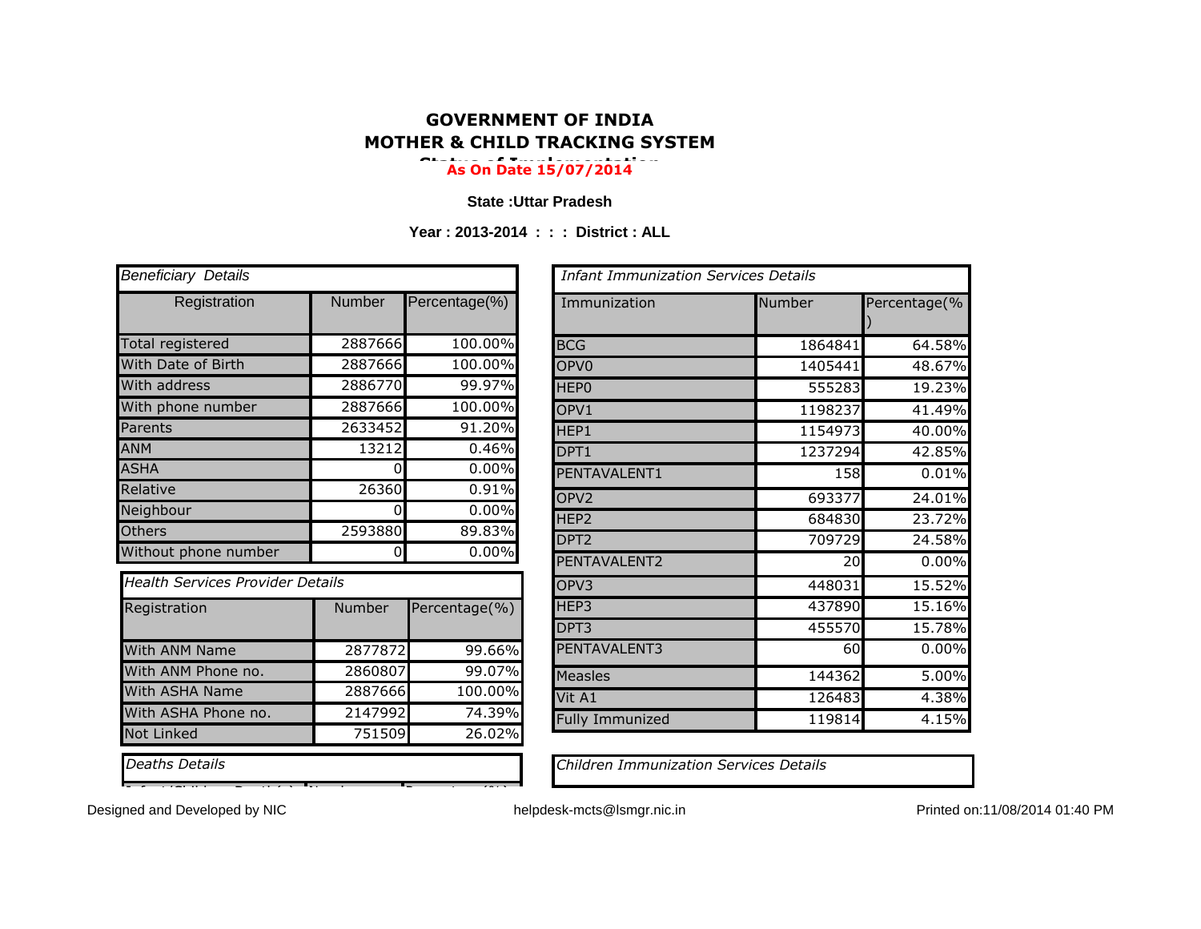# GOVERNMENT OF INDIA
# MOTHER & CHILD TRACKING SYSTEM

**Status of Implementation**

**As On Date 15/07/2014**

**State :Uttar Pradesh**

**Year : 2013-2014 : : : District : ALL**

*Beneficiary Details*

| Registration | Number | Percentage(%) |
|---|---|---|
| Total registered | 2887666 | 100.00% |
| With Date of Birth | 2887666 | 100.00% |
| With address | 2886770 | 99.97% |
| With phone number | 2887666 | 100.00% |
| Parents | 2633452 | 91.20% |
| ANM | 13212 | 0.46% |
| ASHA | 0 | 0.00% |
| Relative | 26360 | 0.91% |
| Neighbour | 0 | 0.00% |
| Others | 2593880 | 89.83% |
| Without phone number | 0 | 0.00% |

*Health Services Provider Details*

| Registration | Number | Percentage(%) |
|---|---|---|
| With ANM Name | 2877872 | 99.66% |
| With ANM Phone no. | 2860807 | 99.07% |
| With ASHA Name | 2887666 | 100.00% |
| With ASHA Phone no. | 2147992 | 74.39% |
| Not Linked | 751509 | 26.02% |

*Deaths Details*

*Infant Immunization Services Details*

| Immunization | Number | Percentage(%) |
|---|---|---|
| BCG | 1864841 | 64.58% |
| OPV0 | 1405441 | 48.67% |
| HEP0 | 555283 | 19.23% |
| OPV1 | 1198237 | 41.49% |
| HEP1 | 1154973 | 40.00% |
| DPT1 | 1237294 | 42.85% |
| PENTAVALENT1 | 158 | 0.01% |
| OPV2 | 693377 | 24.01% |
| HEP2 | 684830 | 23.72% |
| DPT2 | 709729 | 24.58% |
| PENTAVALENT2 | 20 | 0.00% |
| OPV3 | 448031 | 15.52% |
| HEP3 | 437890 | 15.16% |
| DPT3 | 455570 | 15.78% |
| PENTAVALENT3 | 60 | 0.00% |
| Measles | 144362 | 5.00% |
| Vit A1 | 126483 | 4.38% |
| Fully Immunized | 119814 | 4.15% |

*Children Immunization Services Details*

Designed and Developed by NIC

helpdesk-mcts@lsmgr.nic.in

Printed on:11/08/2014 01:40 PM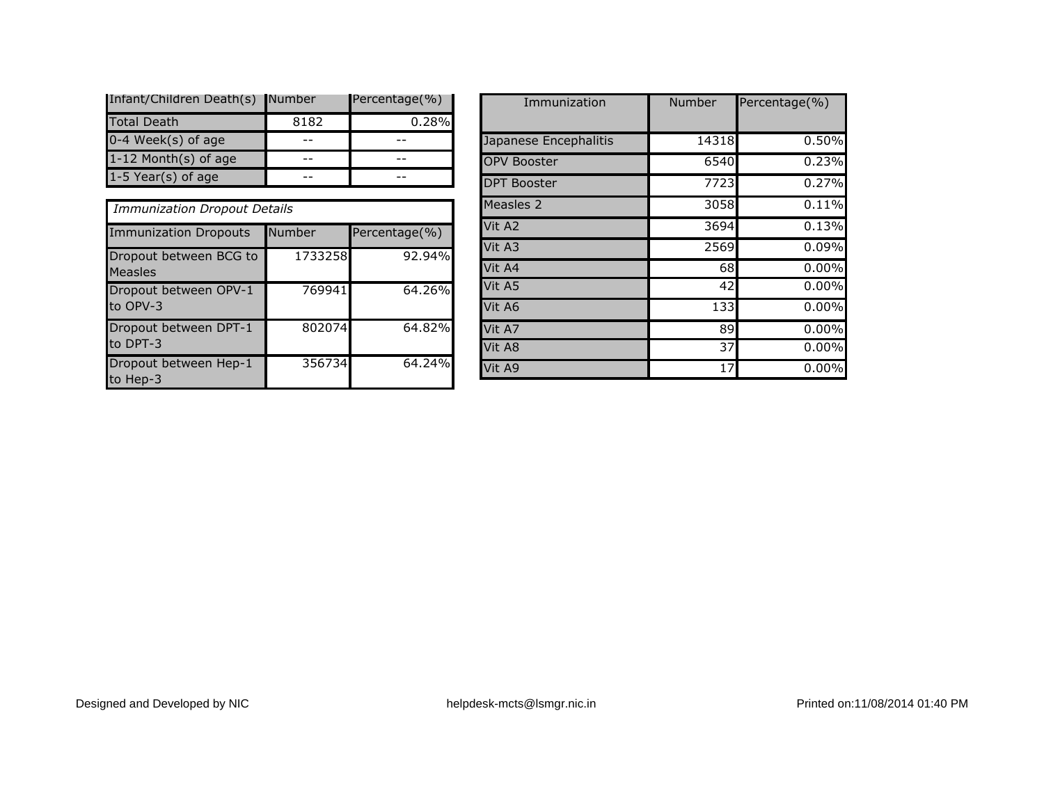| Infant/Children Death(s) | Number | Percentage(%) |
|---|---|---|
| Total Death | 8182 | 0.28% |
| 0-4 Week(s) of age | -- | -- |
| 1-12 Month(s) of age | -- | -- |
| 1-5 Year(s) of age | -- | -- |

*Immunization Dropout Details*

| Immunization Dropouts | Number | Percentage(%) |
|---|---|---|
| Dropout between BCG to Measles | 1733258 | 92.94% |
| Dropout between OPV-1 to OPV-3 | 769941 | 64.26% |
| Dropout between DPT-1 to DPT-3 | 802074 | 64.82% |
| Dropout between Hep-1 to Hep-3 | 356734 | 64.24% |

| Immunization | Number | Percentage(%) |
|---|---|---|
| Japanese Encephalitis | 14318 | 0.50% |
| OPV Booster | 6540 | 0.23% |
| DPT Booster | 7723 | 0.27% |
| Measles 2 | 3058 | 0.11% |
| Vit A2 | 3694 | 0.13% |
| Vit A3 | 2569 | 0.09% |
| Vit A4 | 68 | 0.00% |
| Vit A5 | 42 | 0.00% |
| Vit A6 | 133 | 0.00% |
| Vit A7 | 89 | 0.00% |
| Vit A8 | 37 | 0.00% |
| Vit A9 | 17 | 0.00% |

Designed and Developed by NIC

helpdesk-mcts@lsmgr.nic.in

Printed on:11/08/2014 01:40 PM